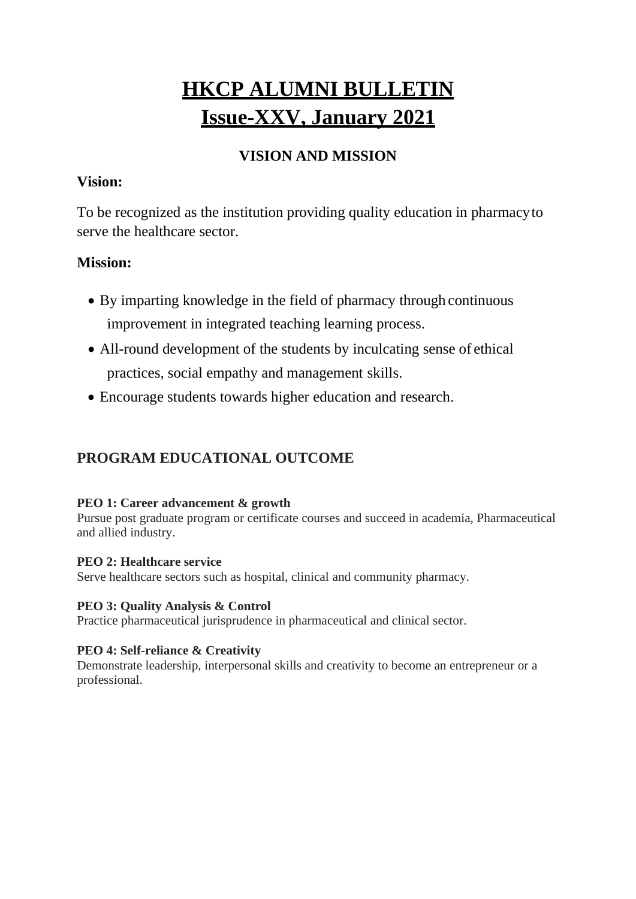# HKCP ALUMNI BULLETIN
# Issue-XXV, January 2021

### VISION AND MISSION

**Vision:**

To be recognized as the institution providing quality education in pharmacy to serve the healthcare sector.

**Mission:**

- By imparting knowledge in the field of pharmacy through continuous improvement in integrated teaching learning process.
- All-round development of the students by inculcating sense of ethical practices, social empathy and management skills.
- Encourage students towards higher education and research.

## PROGRAM EDUCATIONAL OUTCOME

**PEO 1: Career advancement & growth**
Pursue post graduate program or certificate courses and succeed in academia, Pharmaceutical and allied industry.

**PEO 2: Healthcare service**
Serve healthcare sectors such as hospital, clinical and community pharmacy.

**PEO 3: Quality Analysis & Control**
Practice pharmaceutical jurisprudence in pharmaceutical and clinical sector.

**PEO 4: Self-reliance & Creativity**
Demonstrate leadership, interpersonal skills and creativity to become an entrepreneur or a professional.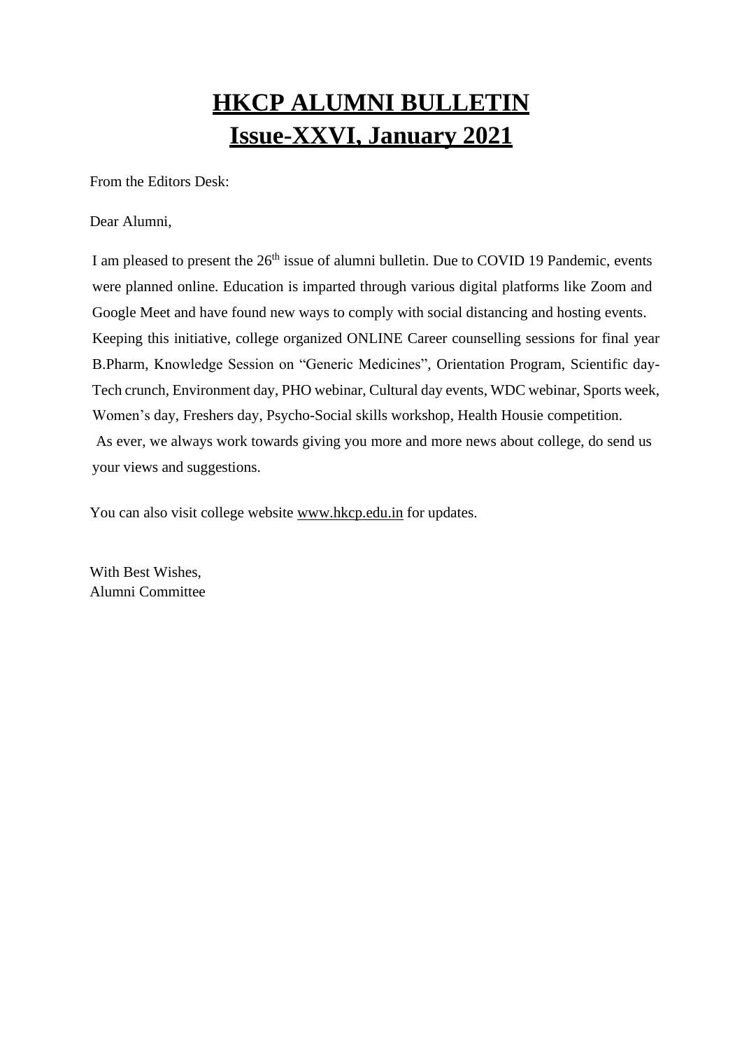# HKCP ALUMNI BULLETIN
# Issue-XXVI, January 2021

From the Editors Desk:

Dear Alumni,

I am pleased to present the 26th issue of alumni bulletin. Due to COVID 19 Pandemic, events were planned online. Education is imparted through various digital platforms like Zoom and Google Meet and have found new ways to comply with social distancing and hosting events. Keeping this initiative, college organized ONLINE Career counselling sessions for final year B.Pharm, Knowledge Session on "Generic Medicines", Orientation Program, Scientific day-Tech crunch, Environment day, PHO webinar, Cultural day events, WDC webinar, Sports week, Women's day, Freshers day, Psycho-Social skills workshop, Health Housie competition.

As ever, we always work towards giving you more and more news about college, do send us your views and suggestions.

You can also visit college website www.hkcp.edu.in for updates.

With Best Wishes,
Alumni Committee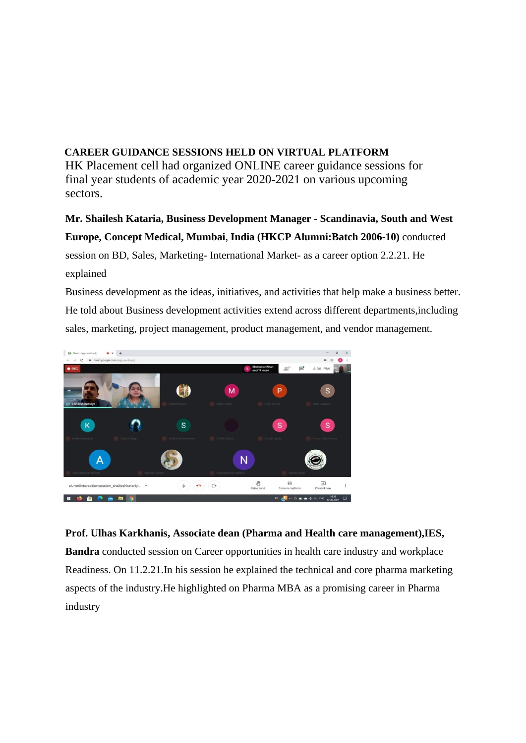**CAREER GUIDANCE SESSIONS HELD ON VIRTUAL PLATFORM**

HK Placement cell had organized ONLINE career guidance sessions for final year students of academic year 2020-2021 on various upcoming sectors.

**Mr. Shailesh Kataria, Business Development Manager - Scandinavia, South and West Europe, Concept Medical, Mumbai**, **India (HKCP Alumni:Batch 2006-10)** conducted session on BD, Sales, Marketing- International Market- as a career option 2.2.21. He explained

Business development as the ideas, initiatives, and activities that help make a business better. He told about Business development activities extend across different departments,including sales, marketing, project management, product management, and vendor management.

**Prof. Ulhas Karkhanis, Associate dean (Pharma and Health care management),IES, Bandra** conducted session on Career opportunities in health care industry and workplace Readiness. On 11.2.21.In his session he explained the technical and core pharma marketing aspects of the industry.He highlighted on Pharma MBA as a promising career in Pharma industry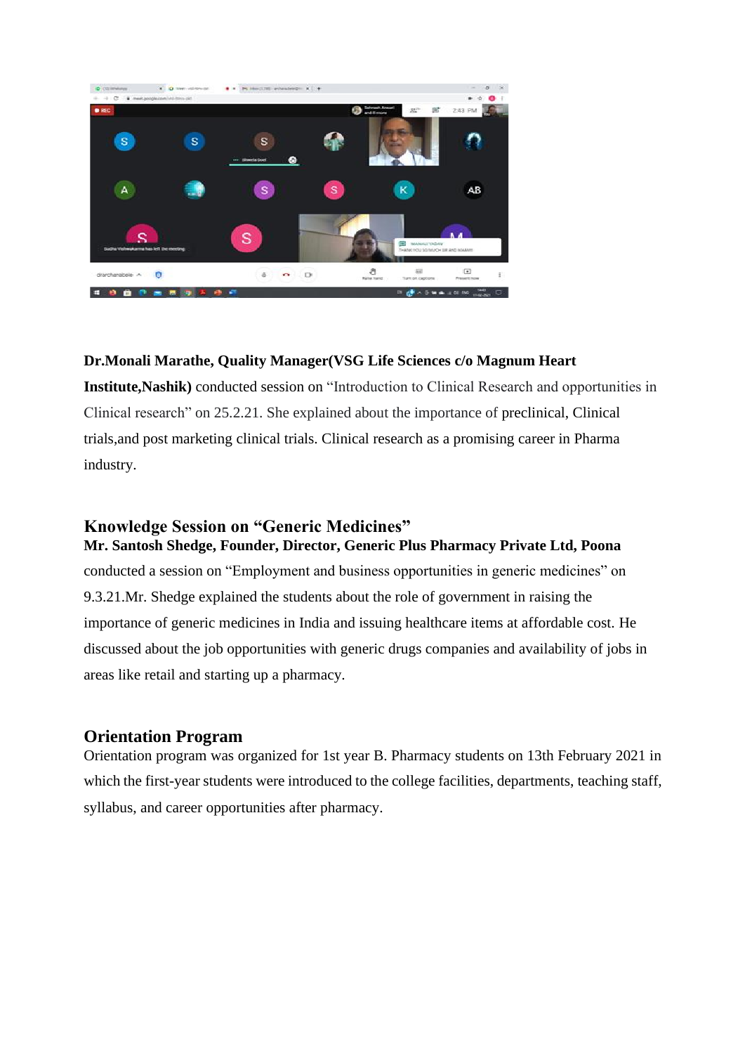**Dr.Monali Marathe, Quality Manager(VSG Life Sciences c/o Magnum Heart Institute,Nashik)** conducted session on "Introduction to Clinical Research and opportunities in Clinical research" on 25.2.21. She explained about the importance of preclinical, Clinical trials,and post marketing clinical trials. Clinical research as a promising career in Pharma industry.

## Knowledge Session on "Generic Medicines"

**Mr. Santosh Shedge, Founder, Director, Generic Plus Pharmacy Private Ltd, Poona** conducted a session on "Employment and business opportunities in generic medicines" on 9.3.21.Mr. Shedge explained the students about the role of government in raising the importance of generic medicines in India and issuing healthcare items at affordable cost. He discussed about the job opportunities with generic drugs companies and availability of jobs in areas like retail and starting up a pharmacy.

## Orientation Program

Orientation program was organized for 1st year B. Pharmacy students on 13th February 2021 in which the first-year students were introduced to the college facilities, departments, teaching staff, syllabus, and career opportunities after pharmacy.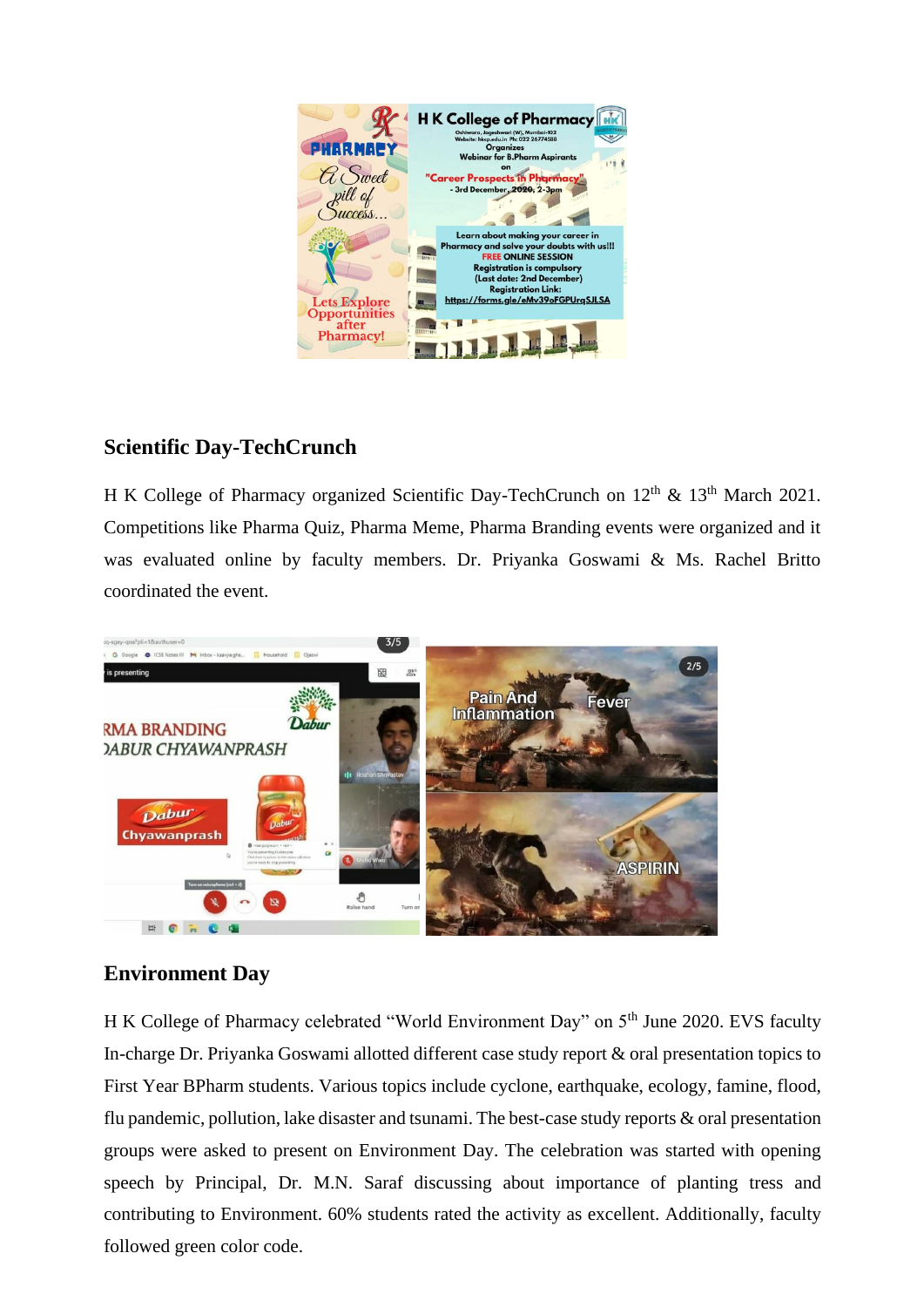## Scientific Day-TechCrunch

H K College of Pharmacy organized Scientific Day-TechCrunch on 12th & 13th March 2021. Competitions like Pharma Quiz, Pharma Meme, Pharma Branding events were organized and it was evaluated online by faculty members. Dr. Priyanka Goswami & Ms. Rachel Britto coordinated the event.

## Environment Day

H K College of Pharmacy celebrated "World Environment Day" on 5th June 2020. EVS faculty In-charge Dr. Priyanka Goswami allotted different case study report & oral presentation topics to First Year BPharm students. Various topics include cyclone, earthquake, ecology, famine, flood, flu pandemic, pollution, lake disaster and tsunami. The best-case study reports & oral presentation groups were asked to present on Environment Day. The celebration was started with opening speech by Principal, Dr. M.N. Saraf discussing about importance of planting tress and contributing to Environment. 60% students rated the activity as excellent. Additionally, faculty followed green color code.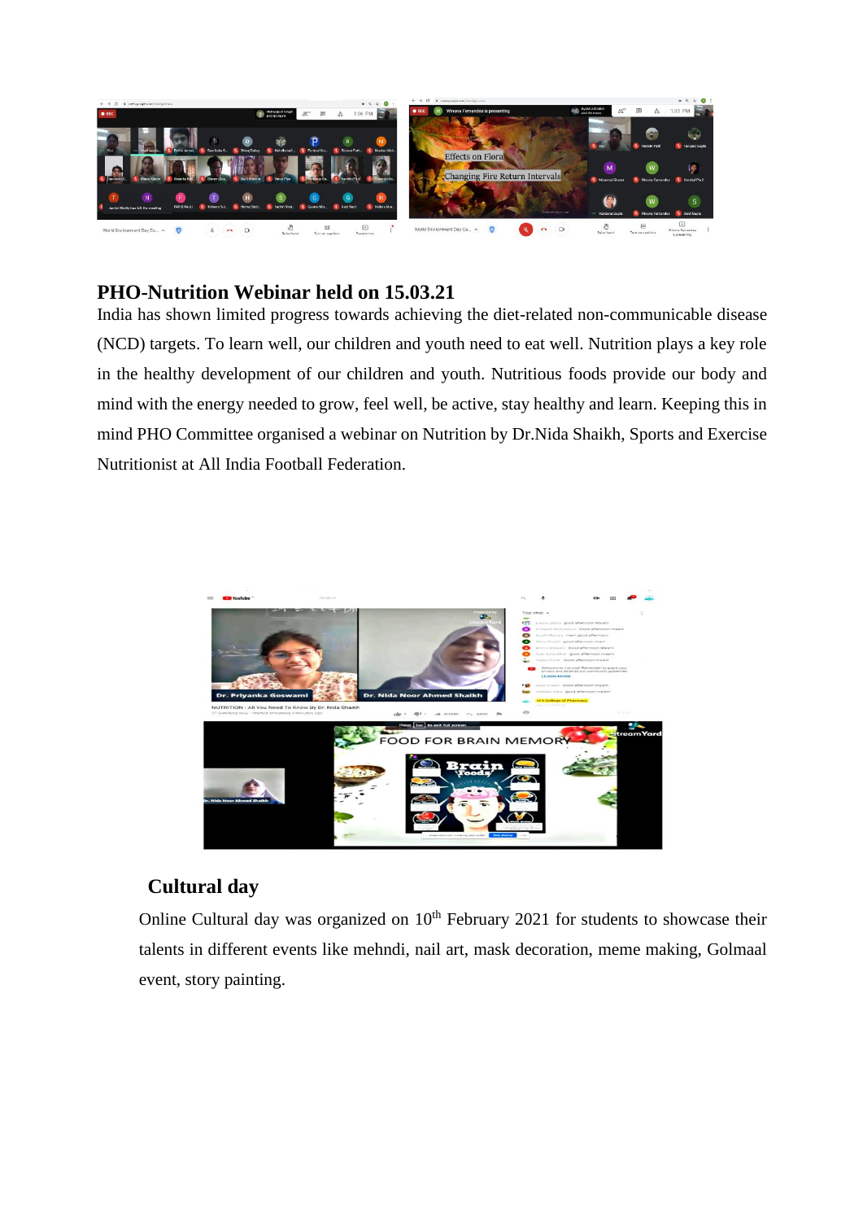## PHO-Nutrition Webinar held on 15.03.21

India has shown limited progress towards achieving the diet-related non-communicable disease (NCD) targets. To learn well, our children and youth need to eat well. Nutrition plays a key role in the healthy development of our children and youth. Nutritious foods provide our body and mind with the energy needed to grow, feel well, be active, stay healthy and learn. Keeping this in mind PHO Committee organised a webinar on Nutrition by Dr.Nida Shaikh, Sports and Exercise Nutritionist at All India Football Federation.

## Cultural day

Online Cultural day was organized on 10th February 2021 for students to showcase their talents in different events like mehndi, nail art, mask decoration, meme making, Golmaal event, story painting.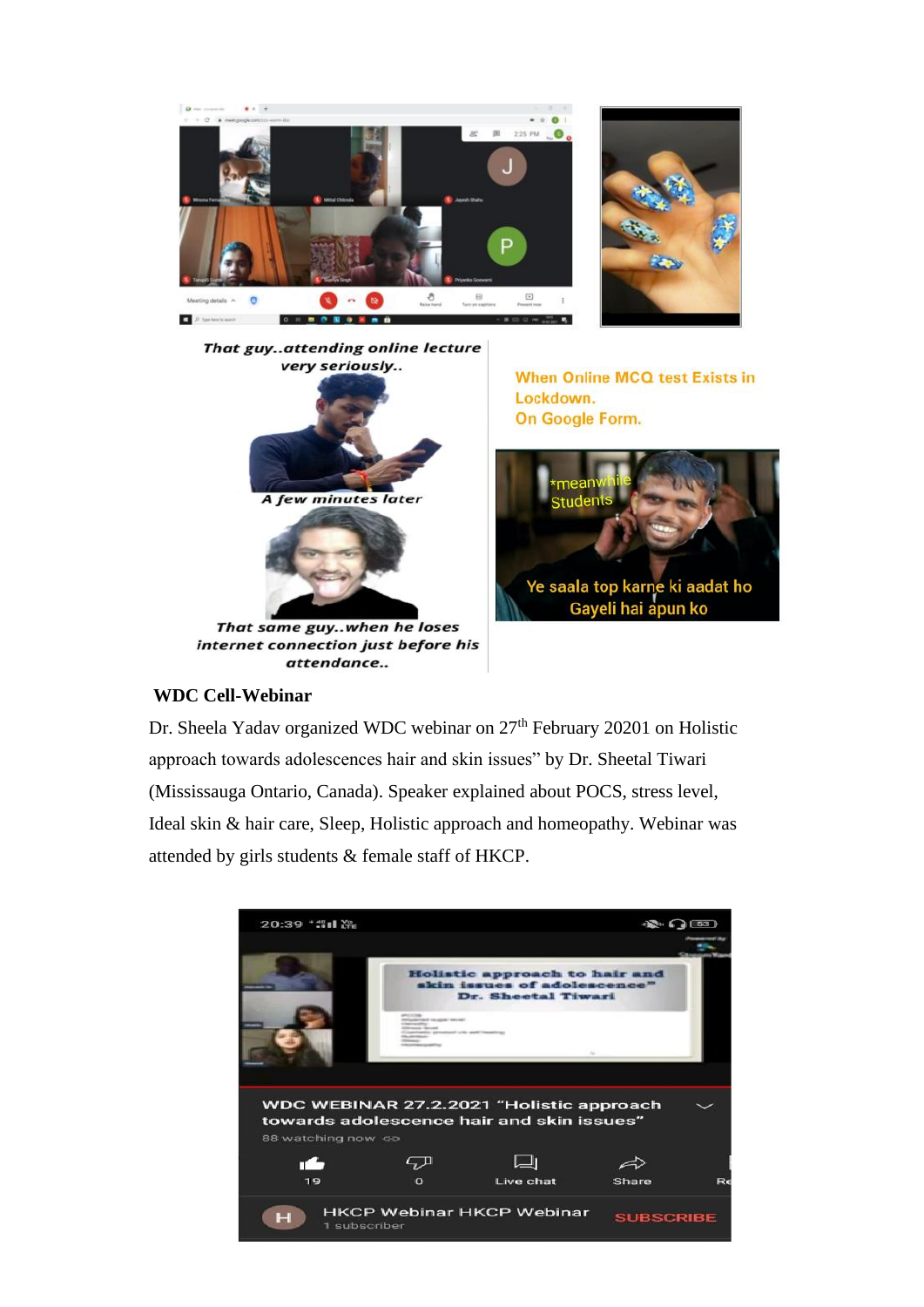**WDC Cell-Webinar**

Dr. Sheela Yadav organized WDC webinar on 27th February 20201 on Holistic approach towards adolescences hair and skin issues" by Dr. Sheetal Tiwari (Mississauga Ontario, Canada). Speaker explained about POCS, stress level, Ideal skin & hair care, Sleep, Holistic approach and homeopathy. Webinar was attended by girls students & female staff of HKCP.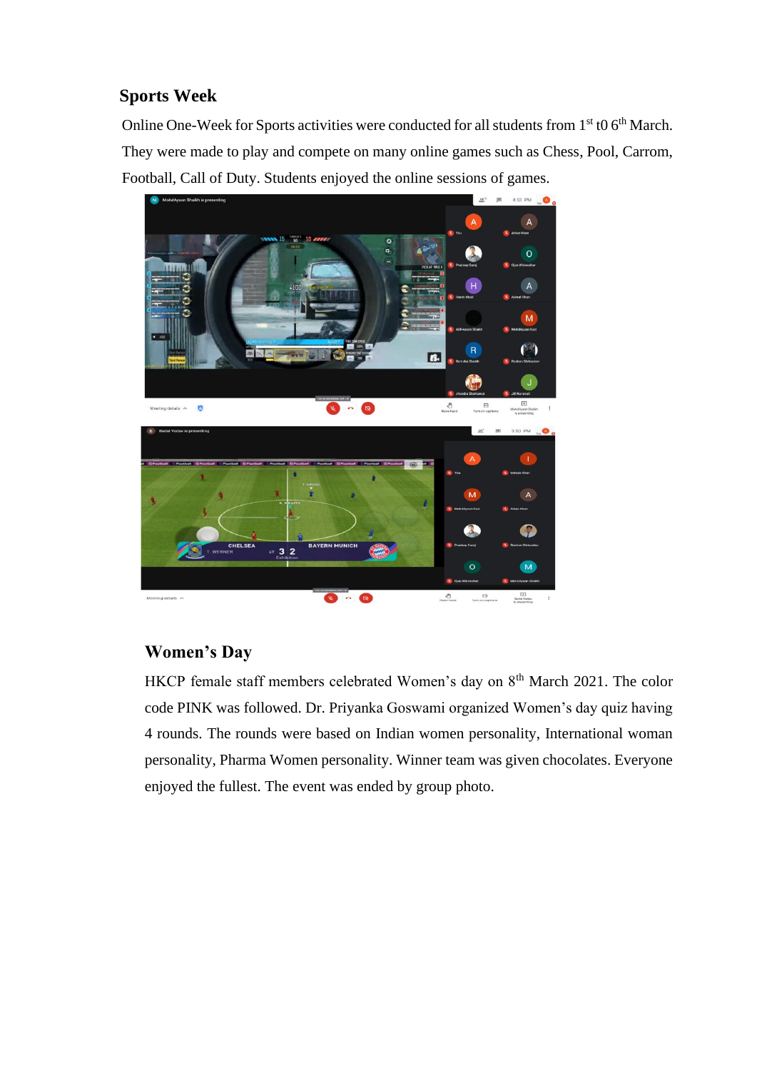## Sports Week

Online One-Week for Sports activities were conducted for all students from 1st t0 6th March. They were made to play and compete on many online games such as Chess, Pool, Carrom, Football, Call of Duty. Students enjoyed the online sessions of games.

## Women's Day

HKCP female staff members celebrated Women's day on 8th March 2021. The color code PINK was followed. Dr. Priyanka Goswami organized Women's day quiz having 4 rounds. The rounds were based on Indian women personality, International woman personality, Pharma Women personality. Winner team was given chocolates. Everyone enjoyed the fullest. The event was ended by group photo.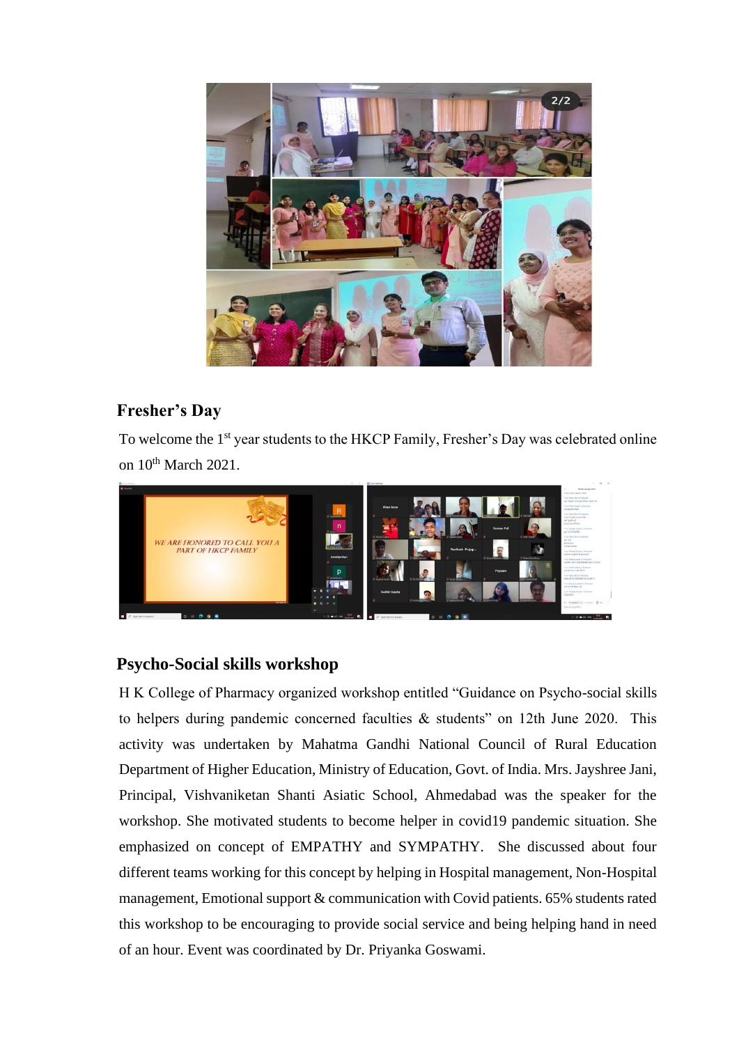## Fresher's Day

To welcome the 1st year students to the HKCP Family, Fresher's Day was celebrated online on 10th March 2021.

## Psycho-Social skills workshop

H K College of Pharmacy organized workshop entitled "Guidance on Psycho-social skills to helpers during pandemic concerned faculties & students" on 12th June 2020. This activity was undertaken by Mahatma Gandhi National Council of Rural Education Department of Higher Education, Ministry of Education, Govt. of India. Mrs. Jayshree Jani, Principal, Vishvaniketan Shanti Asiatic School, Ahmedabad was the speaker for the workshop. She motivated students to become helper in covid19 pandemic situation. She emphasized on concept of EMPATHY and SYMPATHY. She discussed about four different teams working for this concept by helping in Hospital management, Non-Hospital management, Emotional support & communication with Covid patients. 65% students rated this workshop to be encouraging to provide social service and being helping hand in need of an hour. Event was coordinated by Dr. Priyanka Goswami.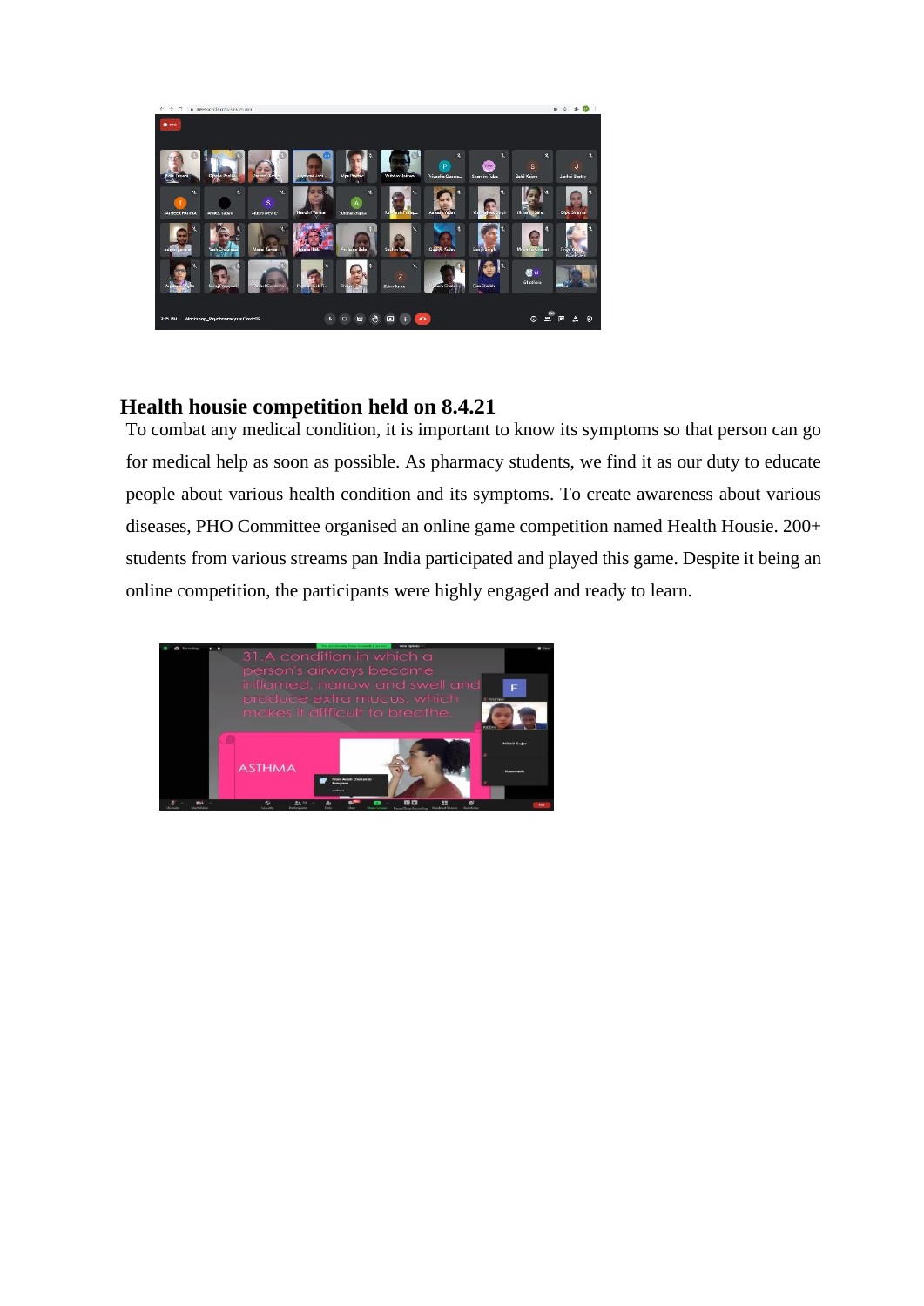## Health housie competition held on 8.4.21

To combat any medical condition, it is important to know its symptoms so that person can go for medical help as soon as possible. As pharmacy students, we find it as our duty to educate people about various health condition and its symptoms. To create awareness about various diseases, PHO Committee organised an online game competition named Health Housie. 200+ students from various streams pan India participated and played this game. Despite it being an online competition, the participants were highly engaged and ready to learn.